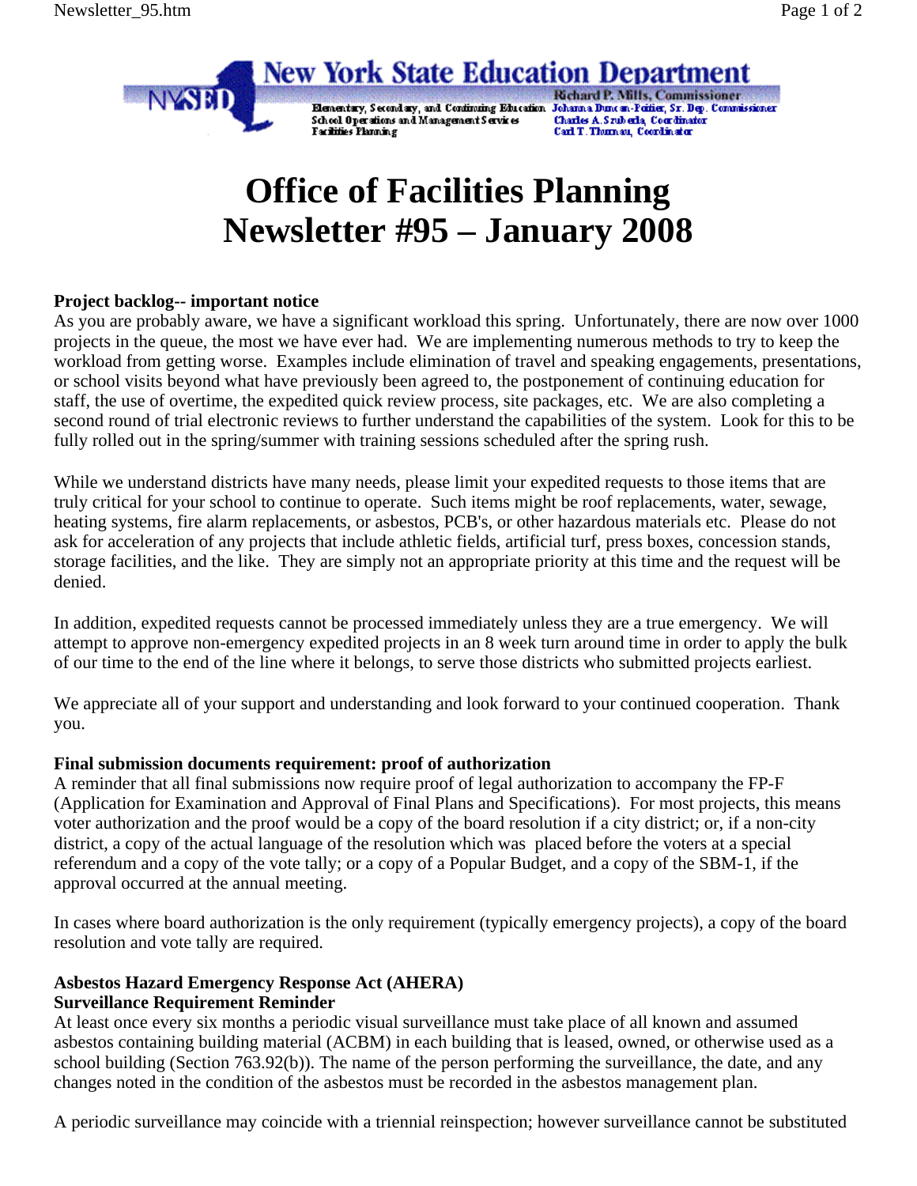**New York State Education Department**

Richard P. Mills, Commissioner

Elementary, Secondary, and Continuing Education — Johanna Duncan-Poitier, Sr. Dep. Commissioner
School Operations and Management Services — Charles A. Szuberla, Coordinator
Facilities Planning — Carl T. Thurnau, Coordinator

# Office of Facilities Planning Newsletter #95 – January 2008

**Project backlog-- important notice**

As you are probably aware, we have a significant workload this spring. Unfortunately, there are now over 1000 projects in the queue, the most we have ever had. We are implementing numerous methods to try to keep the workload from getting worse. Examples include elimination of travel and speaking engagements, presentations, or school visits beyond what have previously been agreed to, the postponement of continuing education for staff, the use of overtime, the expedited quick review process, site packages, etc. We are also completing a second round of trial electronic reviews to further understand the capabilities of the system. Look for this to be fully rolled out in the spring/summer with training sessions scheduled after the spring rush.

While we understand districts have many needs, please limit your expedited requests to those items that are truly critical for your school to continue to operate. Such items might be roof replacements, water, sewage, heating systems, fire alarm replacements, or asbestos, PCB's, or other hazardous materials etc. Please do not ask for acceleration of any projects that include athletic fields, artificial turf, press boxes, concession stands, storage facilities, and the like. They are simply not an appropriate priority at this time and the request will be denied.

In addition, expedited requests cannot be processed immediately unless they are a true emergency. We will attempt to approve non-emergency expedited projects in an 8 week turn around time in order to apply the bulk of our time to the end of the line where it belongs, to serve those districts who submitted projects earliest.

We appreciate all of your support and understanding and look forward to your continued cooperation. Thank you.

**Final submission documents requirement: proof of authorization**

A reminder that all final submissions now require proof of legal authorization to accompany the FP-F (Application for Examination and Approval of Final Plans and Specifications). For most projects, this means voter authorization and the proof would be a copy of the board resolution if a city district; or, if a non-city district, a copy of the actual language of the resolution which was placed before the voters at a special referendum and a copy of the vote tally; or a copy of a Popular Budget, and a copy of the SBM-1, if the approval occurred at the annual meeting.

In cases where board authorization is the only requirement (typically emergency projects), a copy of the board resolution and vote tally are required.

**Asbestos Hazard Emergency Response Act (AHERA)**
**Surveillance Requirement Reminder**

At least once every six months a periodic visual surveillance must take place of all known and assumed asbestos containing building material (ACBM) in each building that is leased, owned, or otherwise used as a school building (Section 763.92(b)). The name of the person performing the surveillance, the date, and any changes noted in the condition of the asbestos must be recorded in the asbestos management plan.

A periodic surveillance may coincide with a triennial reinspection; however surveillance cannot be substituted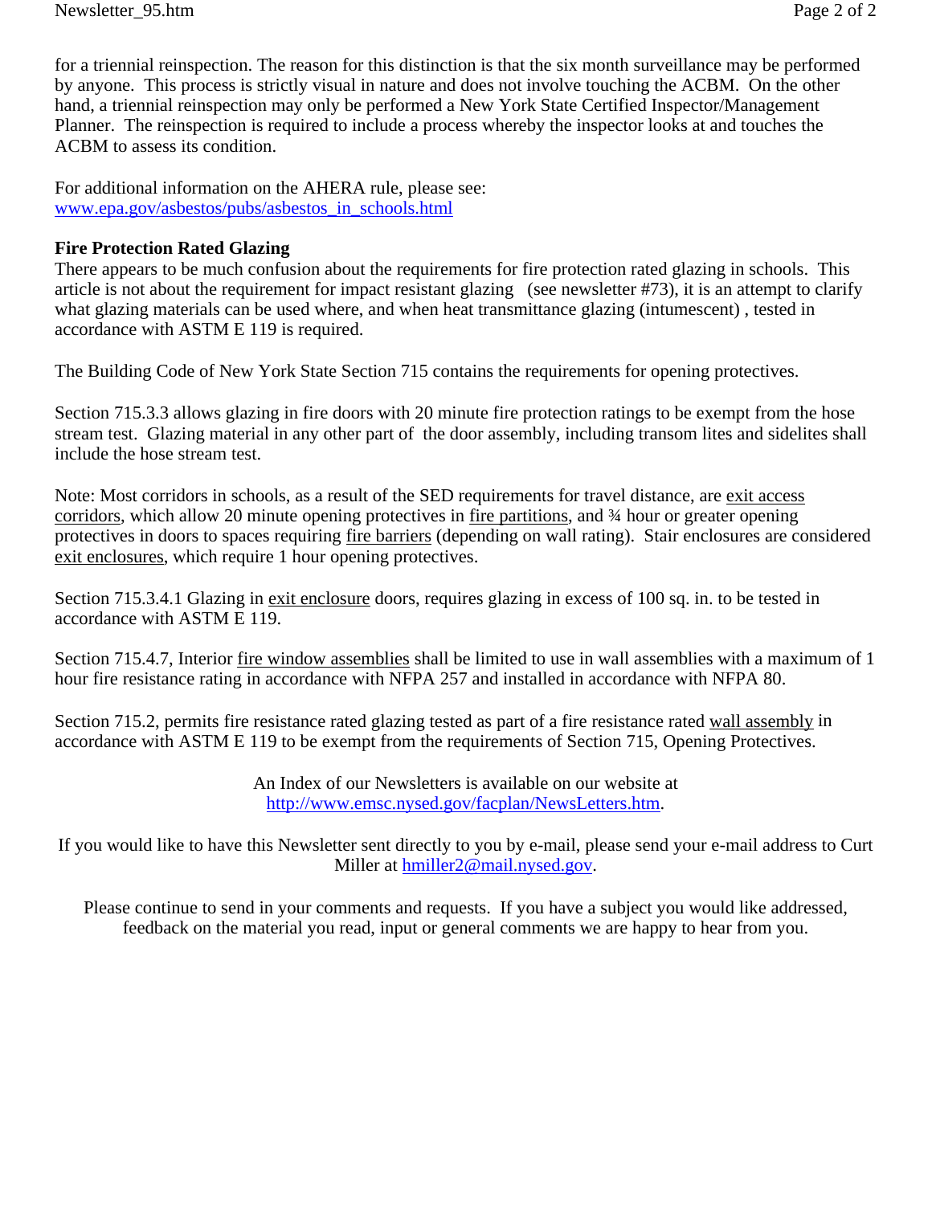for a triennial reinspection. The reason for this distinction is that the six month surveillance may be performed by anyone. This process is strictly visual in nature and does not involve touching the ACBM. On the other hand, a triennial reinspection may only be performed a New York State Certified Inspector/Management Planner. The reinspection is required to include a process whereby the inspector looks at and touches the ACBM to assess its condition.

For additional information on the AHERA rule, please see:
www.epa.gov/asbestos/pubs/asbestos_in_schools.html

**Fire Protection Rated Glazing**

There appears to be much confusion about the requirements for fire protection rated glazing in schools. This article is not about the requirement for impact resistant glazing (see newsletter #73), it is an attempt to clarify what glazing materials can be used where, and when heat transmittance glazing (intumescent) , tested in accordance with ASTM E 119 is required.

The Building Code of New York State Section 715 contains the requirements for opening protectives.

Section 715.3.3 allows glazing in fire doors with 20 minute fire protection ratings to be exempt from the hose stream test. Glazing material in any other part of the door assembly, including transom lites and sidelites shall include the hose stream test.

Note: Most corridors in schools, as a result of the SED requirements for travel distance, are exit access corridors, which allow 20 minute opening protectives in fire partitions, and ¾ hour or greater opening protectives in doors to spaces requiring fire barriers (depending on wall rating). Stair enclosures are considered exit enclosures, which require 1 hour opening protectives.

Section 715.3.4.1 Glazing in exit enclosure doors, requires glazing in excess of 100 sq. in. to be tested in accordance with ASTM E 119.

Section 715.4.7, Interior fire window assemblies shall be limited to use in wall assemblies with a maximum of 1 hour fire resistance rating in accordance with NFPA 257 and installed in accordance with NFPA 80.

Section 715.2, permits fire resistance rated glazing tested as part of a fire resistance rated wall assembly in accordance with ASTM E 119 to be exempt from the requirements of Section 715, Opening Protectives.

An Index of our Newsletters is available on our website at
http://www.emsc.nysed.gov/facplan/NewsLetters.htm.

If you would like to have this Newsletter sent directly to you by e-mail, please send your e-mail address to Curt Miller at hmiller2@mail.nysed.gov.

Please continue to send in your comments and requests. If you have a subject you would like addressed, feedback on the material you read, input or general comments we are happy to hear from you.